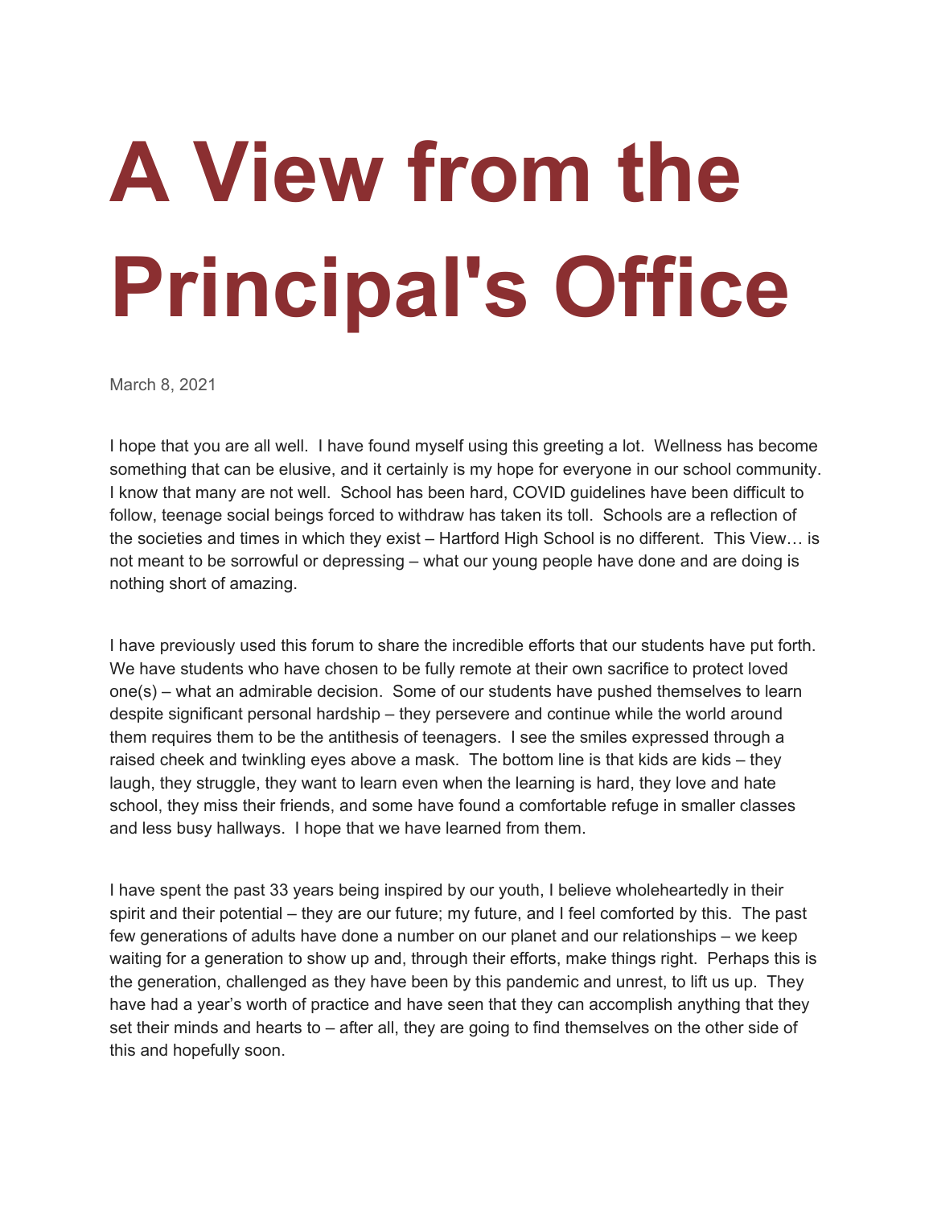# A View from the Principal's Office

March 8, 2021

I hope that you are all well.  I have found myself using this greeting a lot.  Wellness has become something that can be elusive, and it certainly is my hope for everyone in our school community.  I know that many are not well.  School has been hard, COVID guidelines have been difficult to follow, teenage social beings forced to withdraw has taken its toll.  Schools are a reflection of the societies and times in which they exist – Hartford High School is no different.  This View… is not meant to be sorrowful or depressing – what our young people have done and are doing is nothing short of amazing.

I have previously used this forum to share the incredible efforts that our students have put forth.  We have students who have chosen to be fully remote at their own sacrifice to protect loved one(s) – what an admirable decision.  Some of our students have pushed themselves to learn despite significant personal hardship – they persevere and continue while the world around them requires them to be the antithesis of teenagers.  I see the smiles expressed through a raised cheek and twinkling eyes above a mask.  The bottom line is that kids are kids – they laugh, they struggle, they want to learn even when the learning is hard, they love and hate school, they miss their friends, and some have found a comfortable refuge in smaller classes and less busy hallways.  I hope that we have learned from them.

I have spent the past 33 years being inspired by our youth, I believe wholeheartedly in their spirit and their potential – they are our future; my future, and I feel comforted by this.  The past few generations of adults have done a number on our planet and our relationships – we keep waiting for a generation to show up and, through their efforts, make things right.  Perhaps this is the generation, challenged as they have been by this pandemic and unrest, to lift us up.  They have had a year's worth of practice and have seen that they can accomplish anything that they set their minds and hearts to – after all, they are going to find themselves on the other side of this and hopefully soon.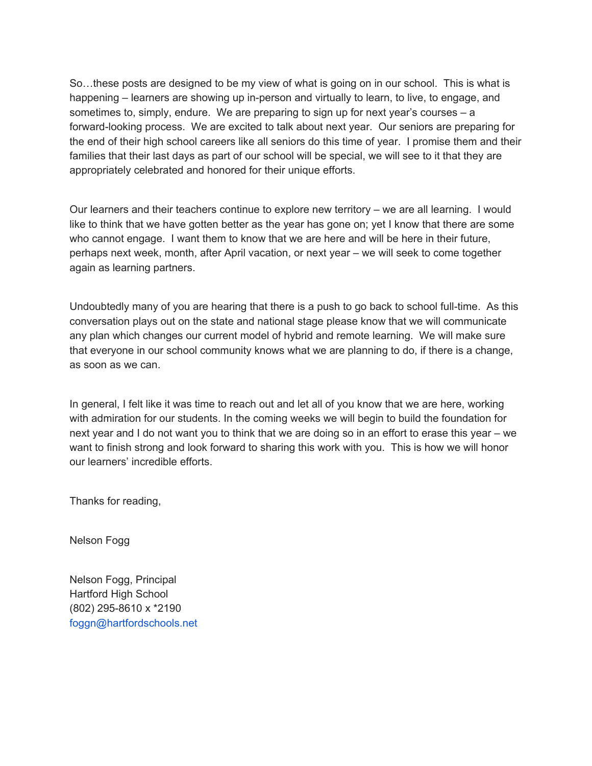So…these posts are designed to be my view of what is going on in our school. This is what is happening – learners are showing up in-person and virtually to learn, to live, to engage, and sometimes to, simply, endure. We are preparing to sign up for next year's courses – a forward-looking process. We are excited to talk about next year. Our seniors are preparing for the end of their high school careers like all seniors do this time of year. I promise them and their families that their last days as part of our school will be special, we will see to it that they are appropriately celebrated and honored for their unique efforts.

Our learners and their teachers continue to explore new territory – we are all learning. I would like to think that we have gotten better as the year has gone on; yet I know that there are some who cannot engage. I want them to know that we are here and will be here in their future, perhaps next week, month, after April vacation, or next year – we will seek to come together again as learning partners.

Undoubtedly many of you are hearing that there is a push to go back to school full-time. As this conversation plays out on the state and national stage please know that we will communicate any plan which changes our current model of hybrid and remote learning. We will make sure that everyone in our school community knows what we are planning to do, if there is a change, as soon as we can.

In general, I felt like it was time to reach out and let all of you know that we are here, working with admiration for our students. In the coming weeks we will begin to build the foundation for next year and I do not want you to think that we are doing so in an effort to erase this year – we want to finish strong and look forward to sharing this work with you. This is how we will honor our learners' incredible efforts.

Thanks for reading,

Nelson Fogg

Nelson Fogg, Principal
Hartford High School
(802) 295-8610 x *2190
foggn@hartfordschools.net